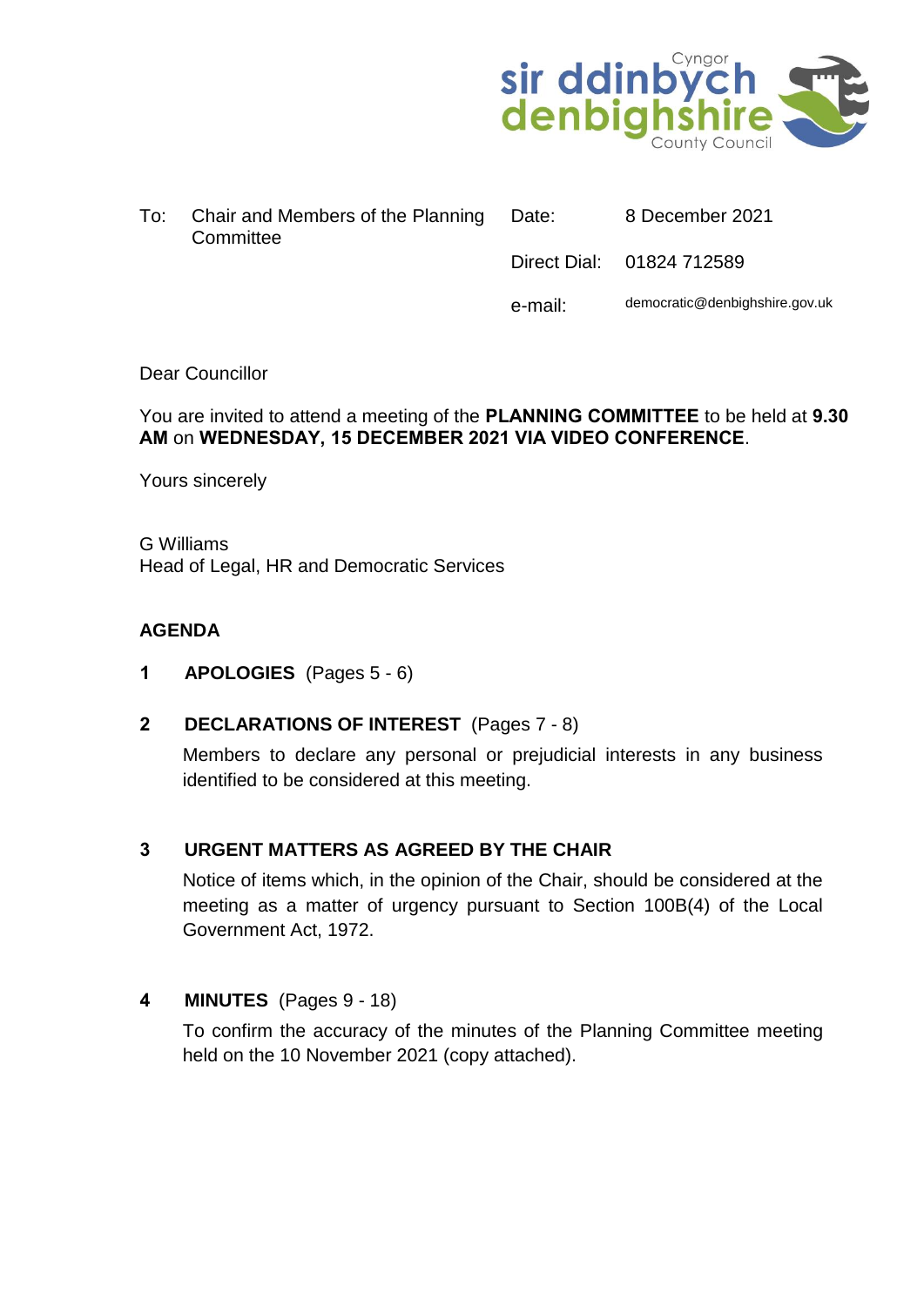Cyngor
sir ddinbych
denbighshire
County Council

| To: | Chair and Members of the Planning Committee | Date: | 8 December 2021 |
| --- | --- | --- | --- |
| | | Direct Dial: | 01824 712589 |
| | | e-mail: | democratic@denbighshire.gov.uk |

Dear Councillor

You are invited to attend a meeting of the **PLANNING COMMITTEE** to be held at **9.30 AM** on **WEDNESDAY, 15 DECEMBER 2021 VIA VIDEO CONFERENCE**.

Yours sincerely

G Williams
Head of Legal, HR and Democratic Services

**AGENDA**

**1 APOLOGIES** (Pages 5 - 6)

**2 DECLARATIONS OF INTEREST** (Pages 7 - 8)

Members to declare any personal or prejudicial interests in any business identified to be considered at this meeting.

**3 URGENT MATTERS AS AGREED BY THE CHAIR**

Notice of items which, in the opinion of the Chair, should be considered at the meeting as a matter of urgency pursuant to Section 100B(4) of the Local Government Act, 1972.

**4 MINUTES** (Pages 9 - 18)

To confirm the accuracy of the minutes of the Planning Committee meeting held on the 10 November 2021 (copy attached).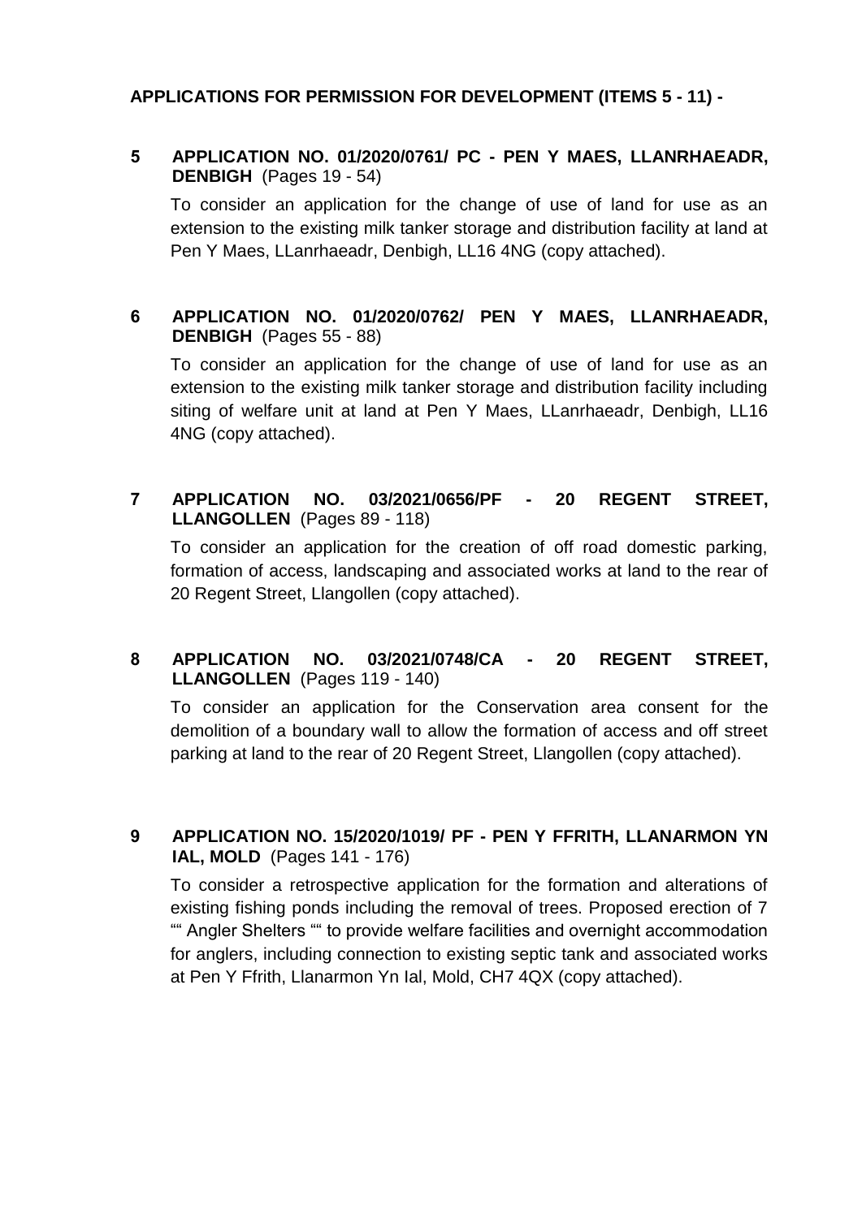**APPLICATIONS FOR PERMISSION FOR DEVELOPMENT (ITEMS 5 - 11) -**

**5 APPLICATION NO. 01/2020/0761/ PC - PEN Y MAES, LLANRHAEADR, DENBIGH** (Pages 19 - 54)

To consider an application for the change of use of land for use as an extension to the existing milk tanker storage and distribution facility at land at Pen Y Maes, LLanrhaeadr, Denbigh, LL16 4NG (copy attached).

**6 APPLICATION NO. 01/2020/0762/ PEN Y MAES, LLANRHAEADR, DENBIGH** (Pages 55 - 88)

To consider an application for the change of use of land for use as an extension to the existing milk tanker storage and distribution facility including siting of welfare unit at land at Pen Y Maes, LLanrhaeadr, Denbigh, LL16 4NG (copy attached).

**7 APPLICATION NO. 03/2021/0656/PF - 20 REGENT STREET, LLANGOLLEN** (Pages 89 - 118)

To consider an application for the creation of off road domestic parking, formation of access, landscaping and associated works at land to the rear of 20 Regent Street, Llangollen (copy attached).

**8 APPLICATION NO. 03/2021/0748/CA - 20 REGENT STREET, LLANGOLLEN** (Pages 119 - 140)

To consider an application for the Conservation area consent for the demolition of a boundary wall to allow the formation of access and off street parking at land to the rear of 20 Regent Street, Llangollen (copy attached).

**9 APPLICATION NO. 15/2020/1019/ PF - PEN Y FFRITH, LLANARMON YN IAL, MOLD** (Pages 141 - 176)

To consider a retrospective application for the formation and alterations of existing fishing ponds including the removal of trees. Proposed erection of 7 "" Angler Shelters "" to provide welfare facilities and overnight accommodation for anglers, including connection to existing septic tank and associated works at Pen Y Ffrith, Llanarmon Yn Ial, Mold, CH7 4QX (copy attached).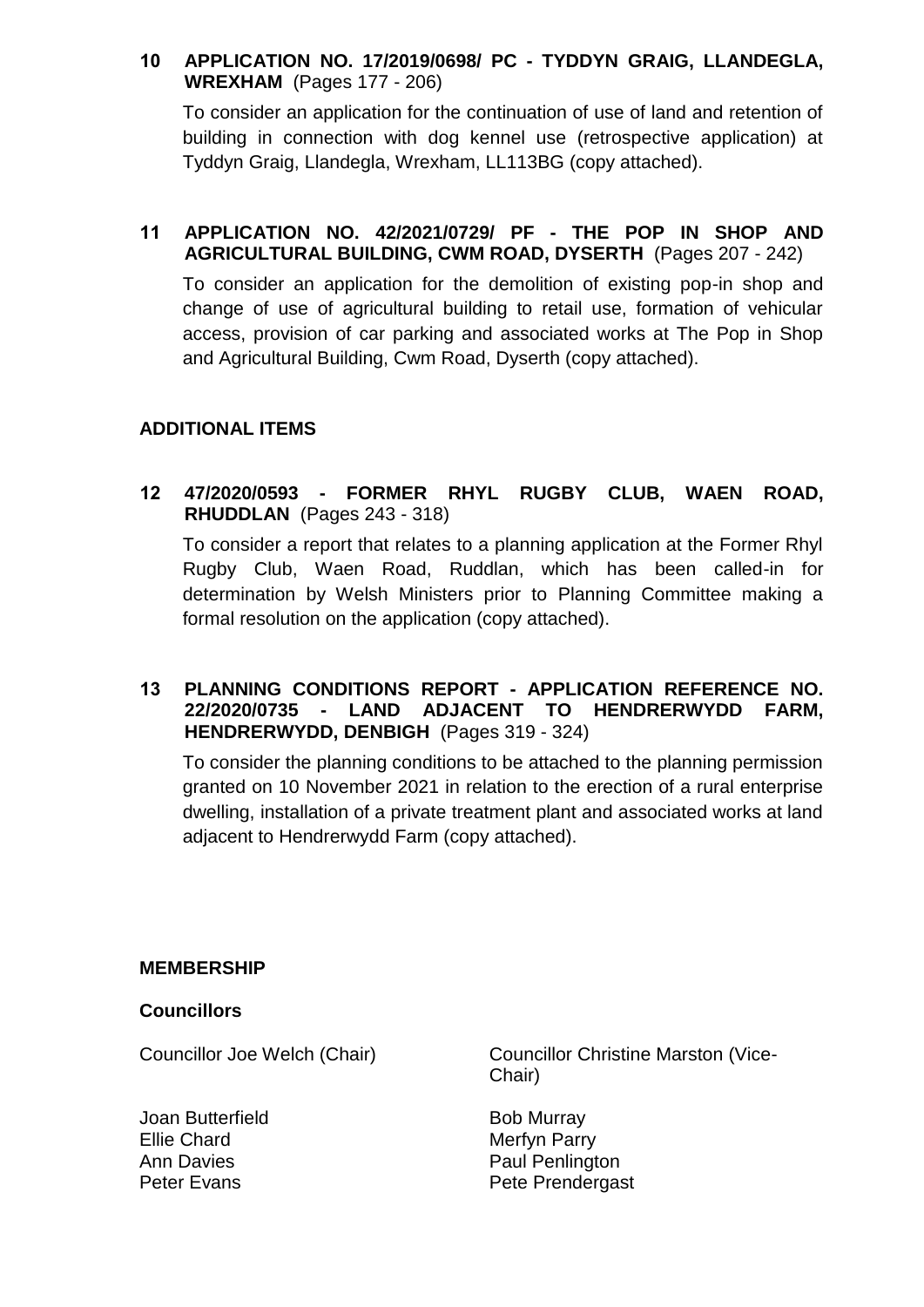**10 APPLICATION NO. 17/2019/0698/ PC - TYDDYN GRAIG, LLANDEGLA, WREXHAM** (Pages 177 - 206)

To consider an application for the continuation of use of land and retention of building in connection with dog kennel use (retrospective application) at Tyddyn Graig, Llandegla, Wrexham, LL113BG (copy attached).

**11 APPLICATION NO. 42/2021/0729/ PF - THE POP IN SHOP AND AGRICULTURAL BUILDING, CWM ROAD, DYSERTH** (Pages 207 - 242)

To consider an application for the demolition of existing pop-in shop and change of use of agricultural building to retail use, formation of vehicular access, provision of car parking and associated works at The Pop in Shop and Agricultural Building, Cwm Road, Dyserth (copy attached).

## ADDITIONAL ITEMS

**12 47/2020/0593 - FORMER RHYL RUGBY CLUB, WAEN ROAD, RHUDDLAN** (Pages 243 - 318)

To consider a report that relates to a planning application at the Former Rhyl Rugby Club, Waen Road, Ruddlan, which has been called-in for determination by Welsh Ministers prior to Planning Committee making a formal resolution on the application (copy attached).

**13 PLANNING CONDITIONS REPORT - APPLICATION REFERENCE NO. 22/2020/0735 - LAND ADJACENT TO HENDRERWYDD FARM, HENDRERWYDD, DENBIGH** (Pages 319 - 324)

To consider the planning conditions to be attached to the planning permission granted on 10 November 2021 in relation to the erection of a rural enterprise dwelling, installation of a private treatment plant and associated works at land adjacent to Hendrerwydd Farm (copy attached).

## MEMBERSHIP

### Councillors

Councillor Joe Welch (Chair)

Councillor Christine Marston (Vice-Chair)

Joan Butterfield
Ellie Chard
Ann Davies
Peter Evans
Bob Murray
Merfyn Parry
Paul Penlington
Pete Prendergast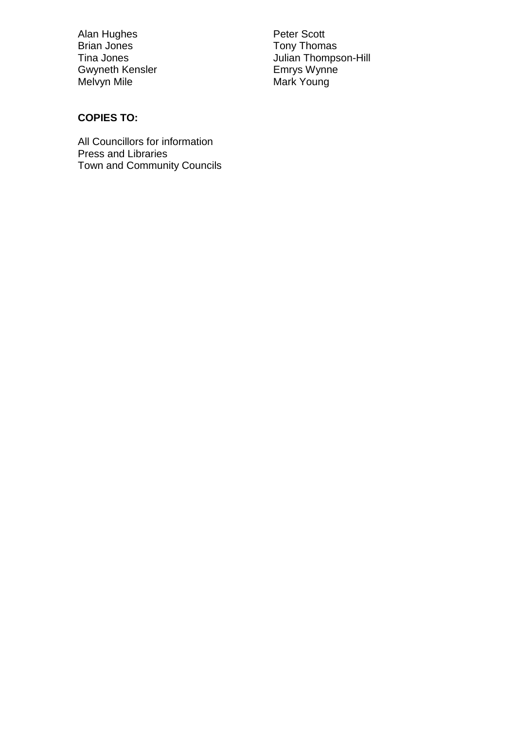Alan Hughes
Brian Jones
Tina Jones
Gwyneth Kensler
Melvyn Mile
Peter Scott
Tony Thomas
Julian Thompson-Hill
Emrys Wynne
Mark Young

**COPIES TO:**

All Councillors for information
Press and Libraries
Town and Community Councils